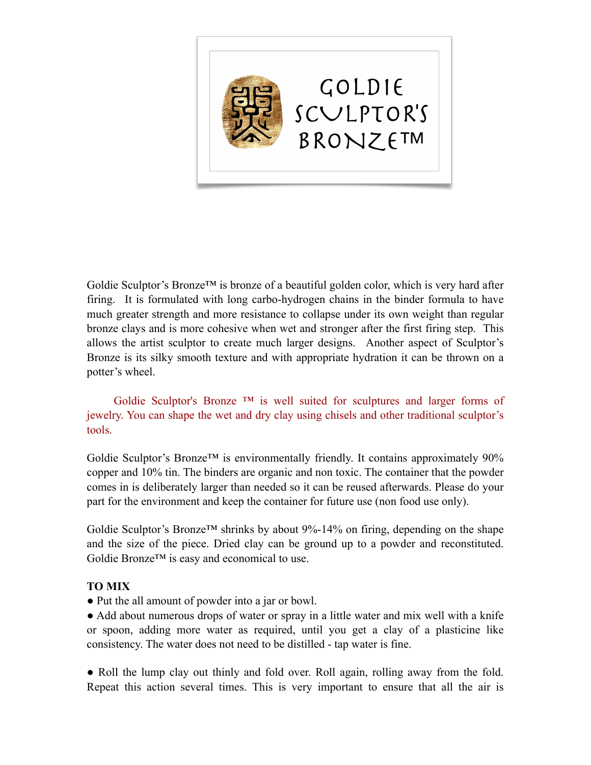# GOLDIE SCULPTOR'S BRONZE™

Goldie Sculptor's Bronze™ is bronze of a beautiful golden color, which is very hard after firing. It is formulated with long carbo-hydrogen chains in the binder formula to have much greater strength and more resistance to collapse under its own weight than regular bronze clays and is more cohesive when wet and stronger after the first firing step. This allows the artist sculptor to create much larger designs. Another aspect of Sculptor's Bronze is its silky smooth texture and with appropriate hydration it can be thrown on a potter's wheel.

Goldie Sculptor's Bronze ™ is well suited for sculptures and larger forms of jewelry. You can shape the wet and dry clay using chisels and other traditional sculptor's tools.

Goldie Sculptor's Bronze™ is environmentally friendly. It contains approximately 90% copper and 10% tin. The binders are organic and non toxic. The container that the powder comes in is deliberately larger than needed so it can be reused afterwards. Please do your part for the environment and keep the container for future use (non food use only).

Goldie Sculptor's Bronze™ shrinks by about 9%-14% on firing, depending on the shape and the size of the piece. Dried clay can be ground up to a powder and reconstituted. Goldie Bronze™ is easy and economical to use.

**TO MIX**

- Put the all amount of powder into a jar or bowl.
- Add about numerous drops of water or spray in a little water and mix well with a knife or spoon, adding more water as required, until you get a clay of a plasticine like consistency. The water does not need to be distilled - tap water is fine.

- Roll the lump clay out thinly and fold over. Roll again, rolling away from the fold. Repeat this action several times. This is very important to ensure that all the air is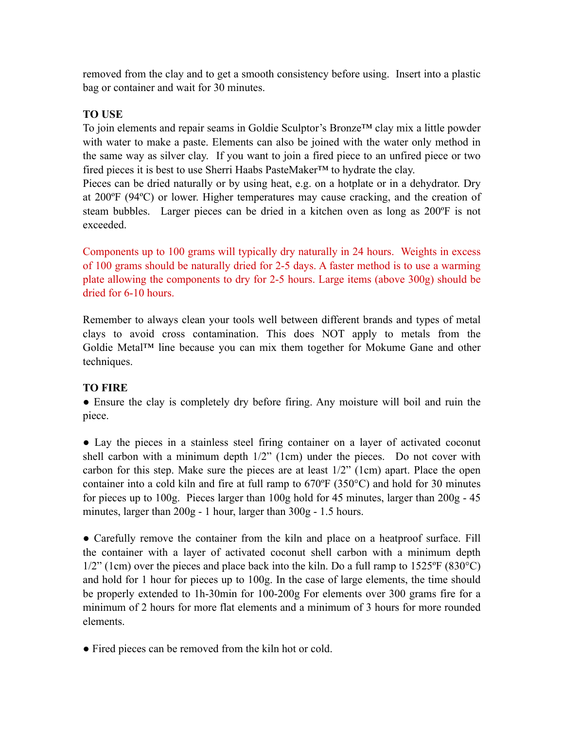removed from the clay and to get a smooth consistency before using. Insert into a plastic bag or container and wait for 30 minutes.

**TO USE**

To join elements and repair seams in Goldie Sculptor's Bronze™ clay mix a little powder with water to make a paste. Elements can also be joined with the water only method in the same way as silver clay. If you want to join a fired piece to an unfired piece or two fired pieces it is best to use Sherri Haabs PasteMaker™ to hydrate the clay.

Pieces can be dried naturally or by using heat, e.g. on a hotplate or in a dehydrator. Dry at 200ºF (94ºC) or lower. Higher temperatures may cause cracking, and the creation of steam bubbles. Larger pieces can be dried in a kitchen oven as long as 200ºF is not exceeded.

Components up to 100 grams will typically dry naturally in 24 hours. Weights in excess of 100 grams should be naturally dried for 2-5 days. A faster method is to use a warming plate allowing the components to dry for 2-5 hours. Large items (above 300g) should be dried for 6-10 hours.

Remember to always clean your tools well between different brands and types of metal clays to avoid cross contamination. This does NOT apply to metals from the Goldie Metal™ line because you can mix them together for Mokume Gane and other techniques.

**TO FIRE**

- Ensure the clay is completely dry before firing. Any moisture will boil and ruin the piece.

- Lay the pieces in a stainless steel firing container on a layer of activated coconut shell carbon with a minimum depth 1/2" (1cm) under the pieces. Do not cover with carbon for this step. Make sure the pieces are at least 1/2" (1cm) apart. Place the open container into a cold kiln and fire at full ramp to 670ºF (350°C) and hold for 30 minutes for pieces up to 100g. Pieces larger than 100g hold for 45 minutes, larger than 200g - 45 minutes, larger than 200g - 1 hour, larger than 300g - 1.5 hours.

- Carefully remove the container from the kiln and place on a heatproof surface. Fill the container with a layer of activated coconut shell carbon with a minimum depth 1/2" (1cm) over the pieces and place back into the kiln. Do a full ramp to 1525ºF (830°C) and hold for 1 hour for pieces up to 100g. In the case of large elements, the time should be properly extended to 1h-30min for 100-200g For elements over 300 grams fire for a minimum of 2 hours for more flat elements and a minimum of 3 hours for more rounded elements.

- Fired pieces can be removed from the kiln hot or cold.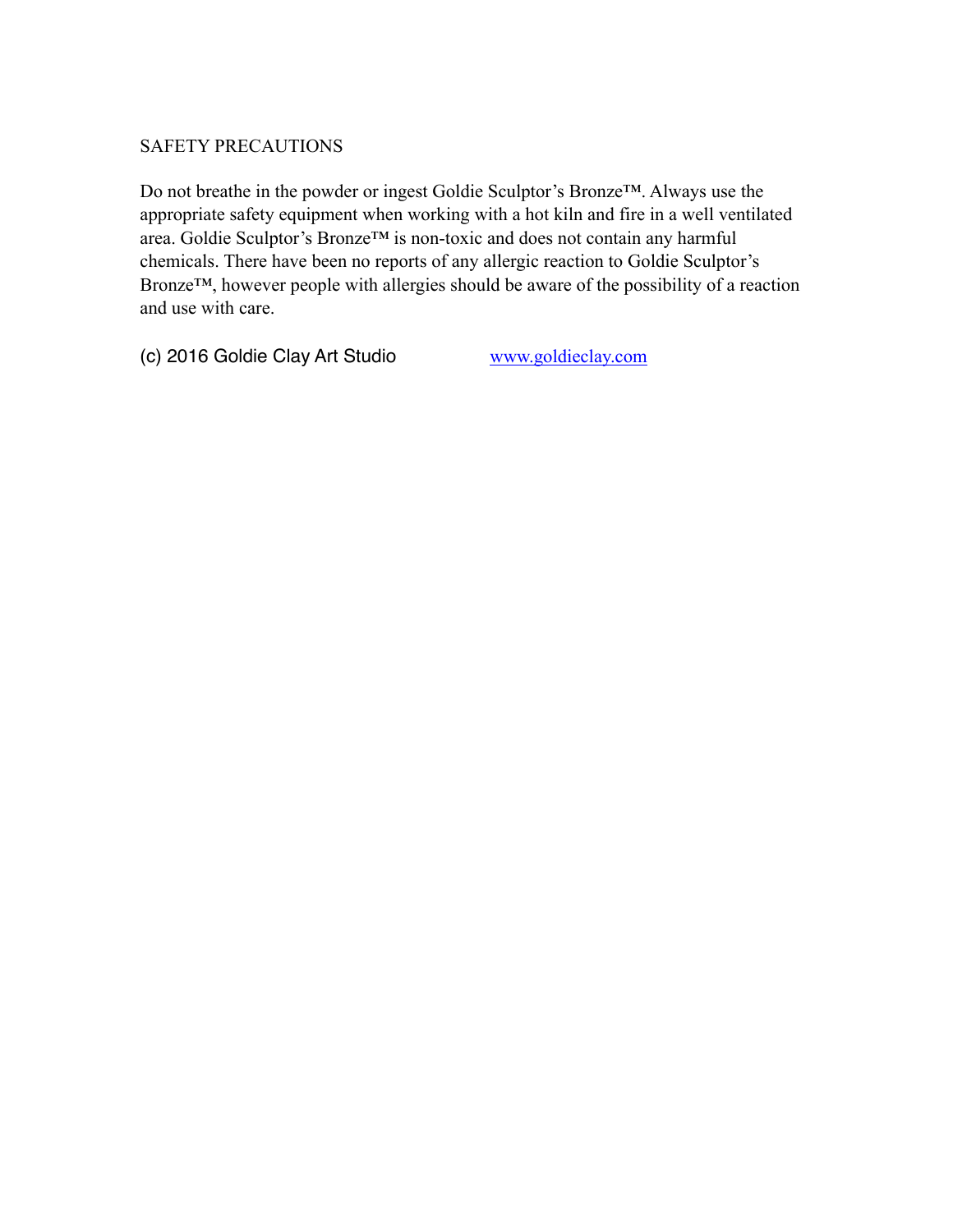## SAFETY PRECAUTIONS

Do not breathe in the powder or ingest Goldie Sculptor's Bronze™. Always use the appropriate safety equipment when working with a hot kiln and fire in a well ventilated area. Goldie Sculptor's Bronze™ is non-toxic and does not contain any harmful chemicals. There have been no reports of any allergic reaction to Goldie Sculptor's Bronze™, however people with allergies should be aware of the possibility of a reaction and use with care.

(c) 2016 Goldie Clay Art Studio    [www.goldieclay.com](http://www.goldieclay.com)